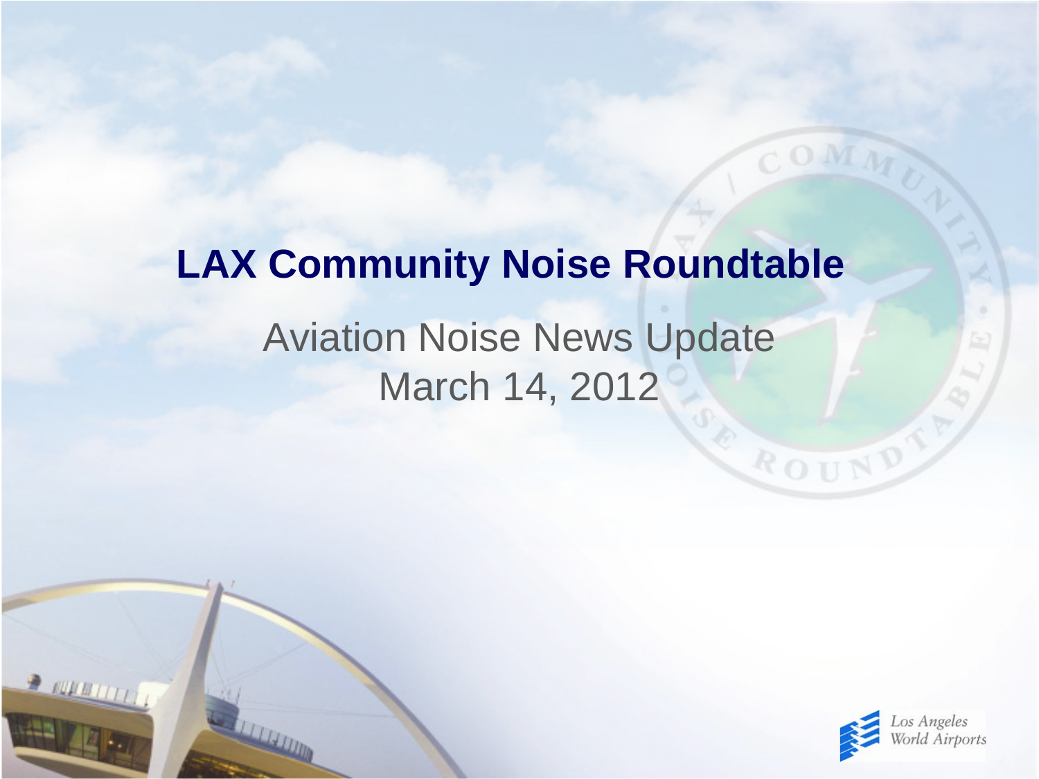# LAX Community Noise Roundtable

Aviation Noise News Update

March 14, 2012

Los Angeles World Airports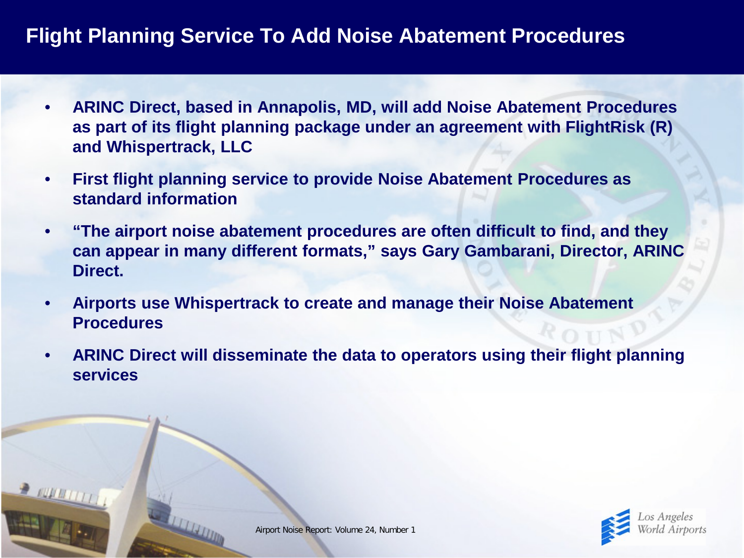# Flight Planning Service To Add Noise Abatement Procedures

- **ARINC Direct, based in Annapolis, MD, will add Noise Abatement Procedures as part of its flight planning package under an agreement with FlightRisk (R) and Whispertrack, LLC**
- **First flight planning service to provide Noise Abatement Procedures as standard information**
- **"The airport noise abatement procedures are often difficult to find, and they can appear in many different formats," says Gary Gambarani, Director, ARINC Direct.**
- **Airports use Whispertrack to create and manage their Noise Abatement Procedures**
- **ARINC Direct will disseminate the data to operators using their flight planning services**

Airport Noise Report: Volume 24, Number 1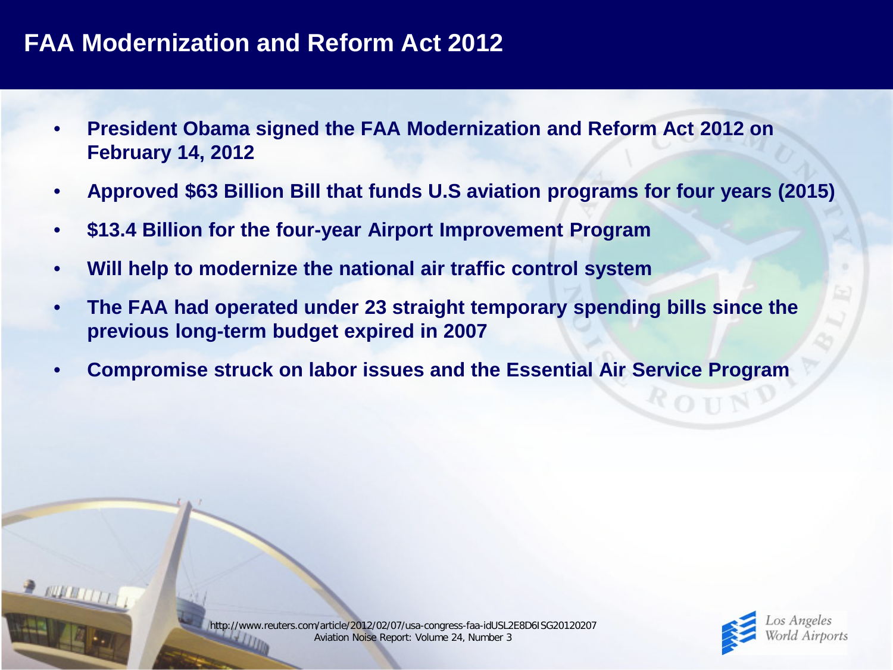# FAA Modernization and Reform Act 2012

- **President Obama signed the FAA Modernization and Reform Act 2012 on February 14, 2012**
- **Approved $63 Billion Bill that funds U.S aviation programs for four years (2015)**
- **$13.4 Billion for the four-year Airport Improvement Program**
- **Will help to modernize the national air traffic control system**
- **The FAA had operated under 23 straight temporary spending bills since the previous long-term budget expired in 2007**
- **Compromise struck on labor issues and the Essential Air Service Program**

http://www.reuters.com/article/2012/02/07/usa-congress-faa-idUSL2E8D6ISG20120207
Aviation Noise Report: Volume 24, Number 3

Los Angeles World Airports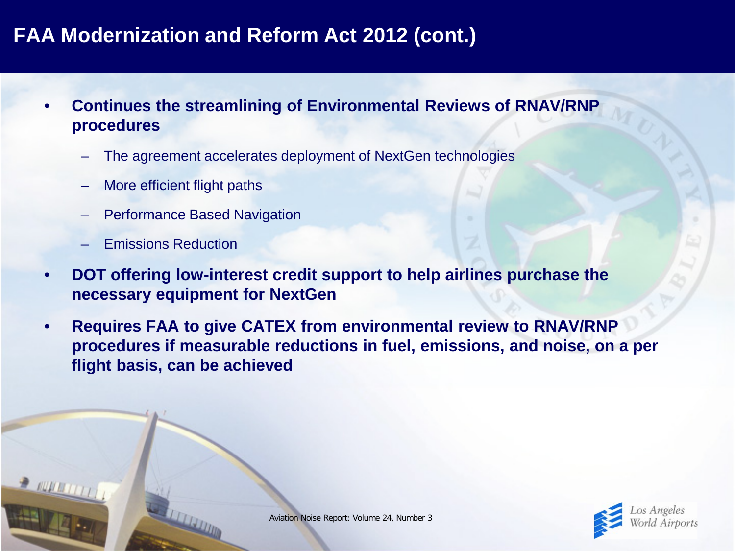# FAA Modernization and Reform Act 2012 (cont.)

- **Continues the streamlining of Environmental Reviews of RNAV/RNP procedures**
  - The agreement accelerates deployment of NextGen technologies
  - More efficient flight paths
  - Performance Based Navigation
  - Emissions Reduction
- **DOT offering low-interest credit support to help airlines purchase the necessary equipment for NextGen**
- **Requires FAA to give CATEX from environmental review to RNAV/RNP procedures if measurable reductions in fuel, emissions, and noise, on a per flight basis, can be achieved**

Aviation Noise Report: Volume 24, Number 3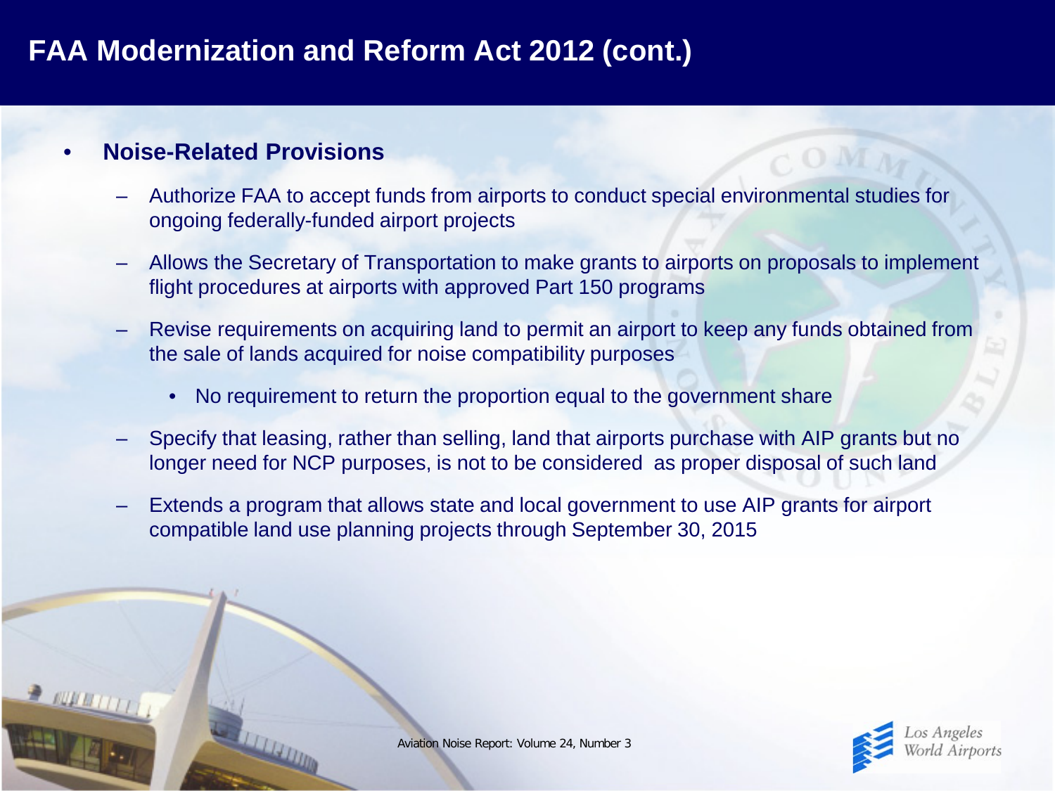# FAA Modernization and Reform Act 2012 (cont.)

- **Noise-Related Provisions**
  - Authorize FAA to accept funds from airports to conduct special environmental studies for ongoing federally-funded airport projects
  - Allows the Secretary of Transportation to make grants to airports on proposals to implement flight procedures at airports with approved Part 150 programs
  - Revise requirements on acquiring land to permit an airport to keep any funds obtained from the sale of lands acquired for noise compatibility purposes
    - No requirement to return the proportion equal to the government share
  - Specify that leasing, rather than selling, land that airports purchase with AIP grants but no longer need for NCP purposes, is not to be considered as proper disposal of such land
  - Extends a program that allows state and local government to use AIP grants for airport compatible land use planning projects through September 30, 2015

Aviation Noise Report: Volume 24, Number 3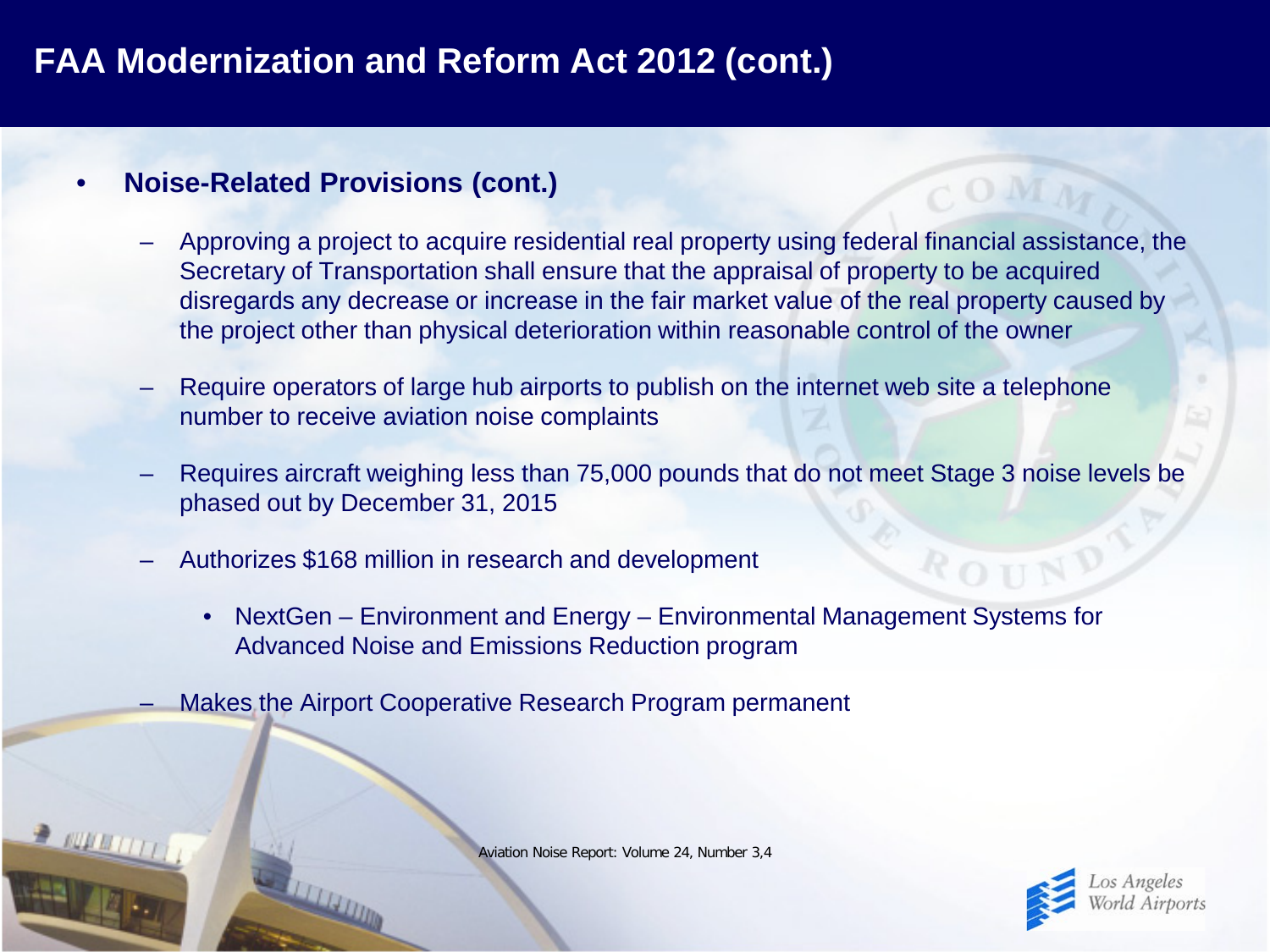# FAA Modernization and Reform Act 2012 (cont.)

- **Noise-Related Provisions (cont.)**
  - Approving a project to acquire residential real property using federal financial assistance, the Secretary of Transportation shall ensure that the appraisal of property to be acquired disregards any decrease or increase in the fair market value of the real property caused by the project other than physical deterioration within reasonable control of the owner
  - Require operators of large hub airports to publish on the internet web site a telephone number to receive aviation noise complaints
  - Requires aircraft weighing less than 75,000 pounds that do not meet Stage 3 noise levels be phased out by December 31, 2015
  - Authorizes $168 million in research and development
    - NextGen – Environment and Energy – Environmental Management Systems for Advanced Noise and Emissions Reduction program
  - Makes the Airport Cooperative Research Program permanent

Aviation Noise Report: Volume 24, Number 3,4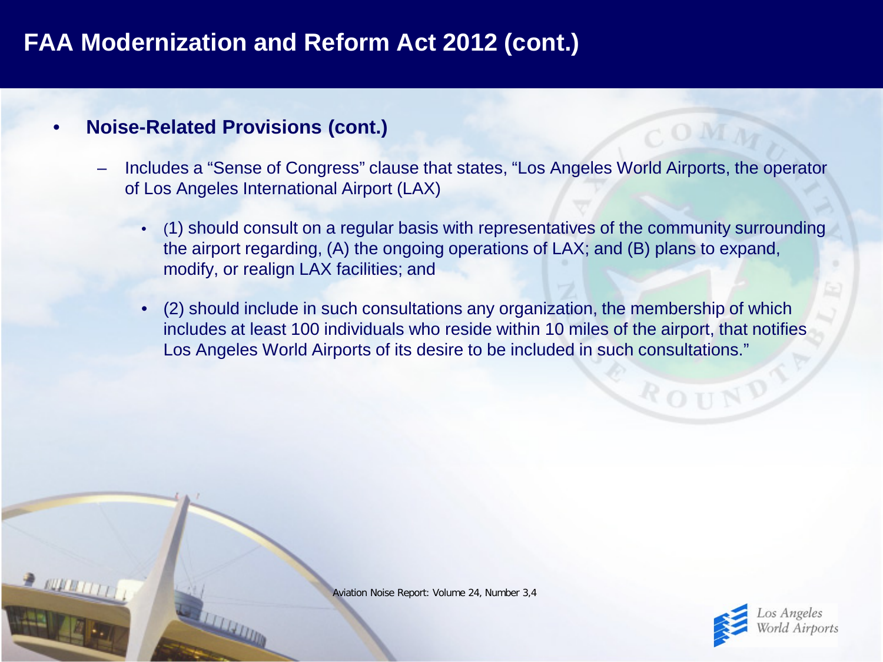# FAA Modernization and Reform Act 2012 (cont.)

- **Noise-Related Provisions (cont.)**
  - Includes a "Sense of Congress" clause that states, "Los Angeles World Airports, the operator of Los Angeles International Airport (LAX)
    - (1) should consult on a regular basis with representatives of the community surrounding the airport regarding, (A) the ongoing operations of LAX; and (B) plans to expand, modify, or realign LAX facilities; and
    - (2) should include in such consultations any organization, the membership of which includes at least 100 individuals who reside within 10 miles of the airport, that notifies Los Angeles World Airports of its desire to be included in such consultations."

Aviation Noise Report: Volume 24, Number 3,4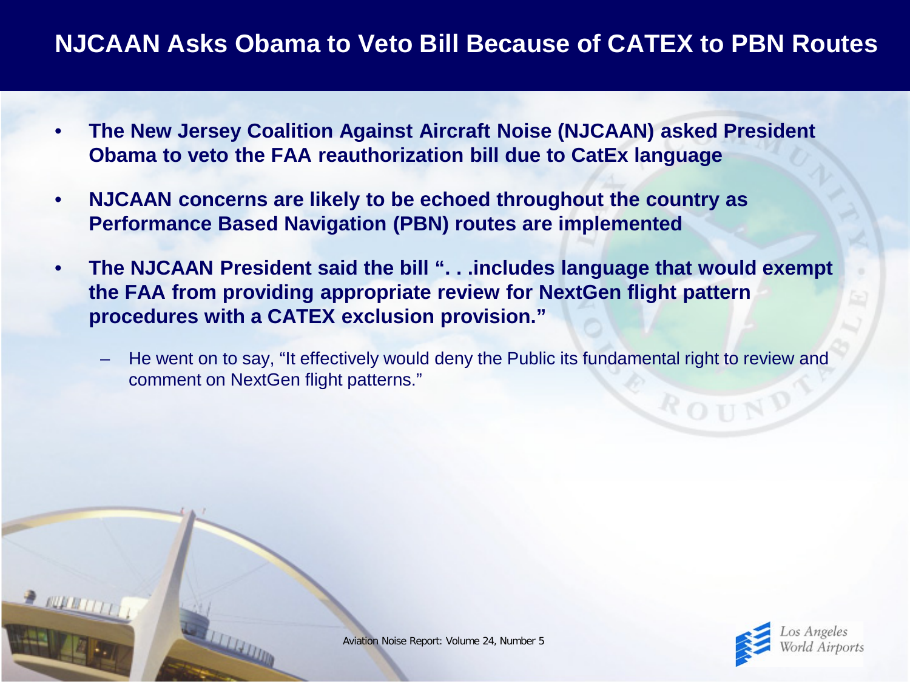# NJCAAN Asks Obama to Veto Bill Because of CATEX to PBN Routes

- **The New Jersey Coalition Against Aircraft Noise (NJCAAN) asked President Obama to veto the FAA reauthorization bill due to CatEx language**
- **NJCAAN concerns are likely to be echoed throughout the country as Performance Based Navigation (PBN) routes are implemented**
- **The NJCAAN President said the bill ". . .includes language that would exempt the FAA from providing appropriate review for NextGen flight pattern procedures with a CATEX exclusion provision."**
  - He went on to say, "It effectively would deny the Public its fundamental right to review and comment on NextGen flight patterns."

Aviation Noise Report: Volume 24, Number 5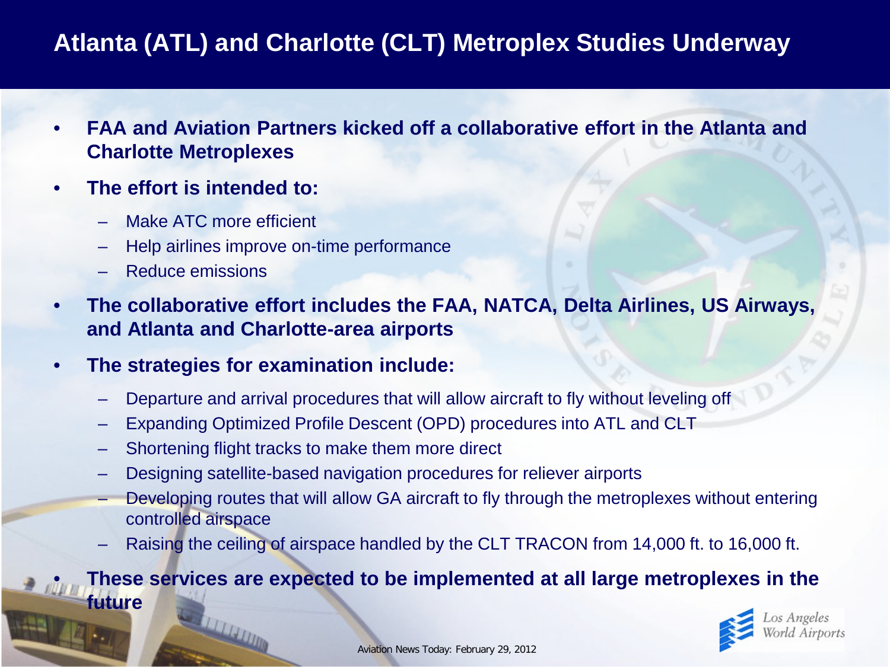# Atlanta (ATL) and Charlotte (CLT) Metroplex Studies Underway

- **FAA and Aviation Partners kicked off a collaborative effort in the Atlanta and Charlotte Metroplexes**
- **The effort is intended to:**
  - Make ATC more efficient
  - Help airlines improve on-time performance
  - Reduce emissions
- **The collaborative effort includes the FAA, NATCA, Delta Airlines, US Airways, and Atlanta and Charlotte-area airports**
- **The strategies for examination include:**
  - Departure and arrival procedures that will allow aircraft to fly without leveling off
  - Expanding Optimized Profile Descent (OPD) procedures into ATL and CLT
  - Shortening flight tracks to make them more direct
  - Designing satellite-based navigation procedures for reliever airports
  - Developing routes that will allow GA aircraft to fly through the metroplexes without entering controlled airspace
  - Raising the ceiling of airspace handled by the CLT TRACON from 14,000 ft. to 16,000 ft.
- **These services are expected to be implemented at all large metroplexes in the future**

Aviation News Today: February 29, 2012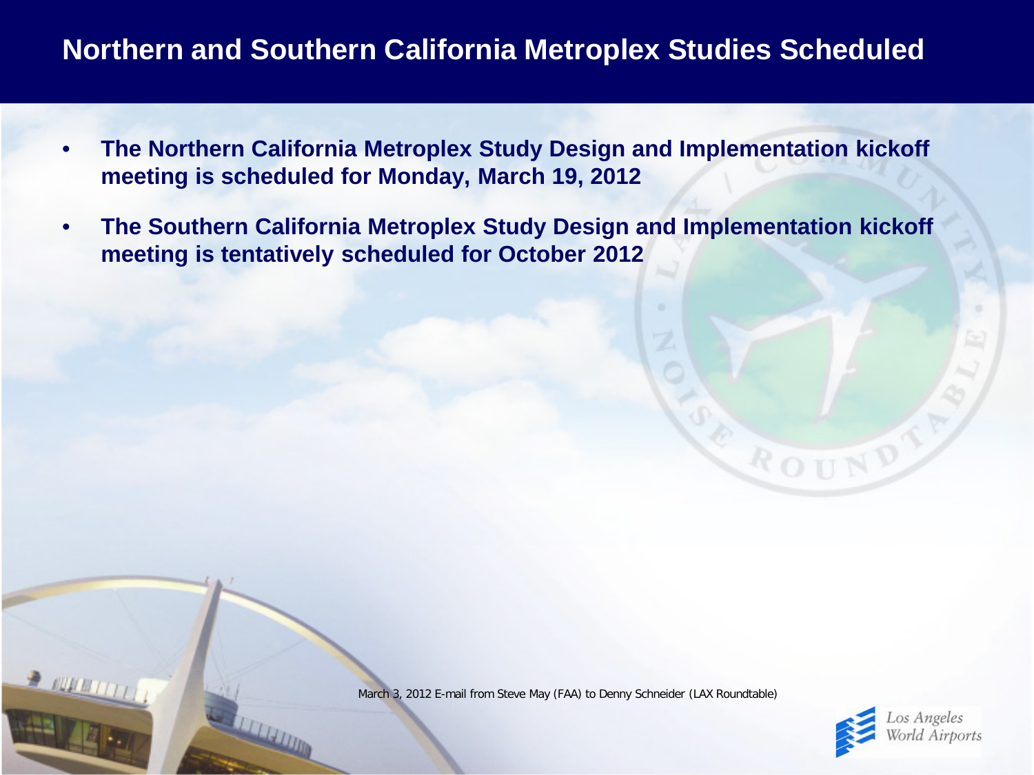# Northern and Southern California Metroplex Studies Scheduled

- **The Northern California Metroplex Study Design and Implementation kickoff meeting is scheduled for Monday, March 19, 2012**
- **The Southern California Metroplex Study Design and Implementation kickoff meeting is tentatively scheduled for October 2012**

March 3, 2012 E-mail from Steve May (FAA) to Denny Schneider (LAX Roundtable)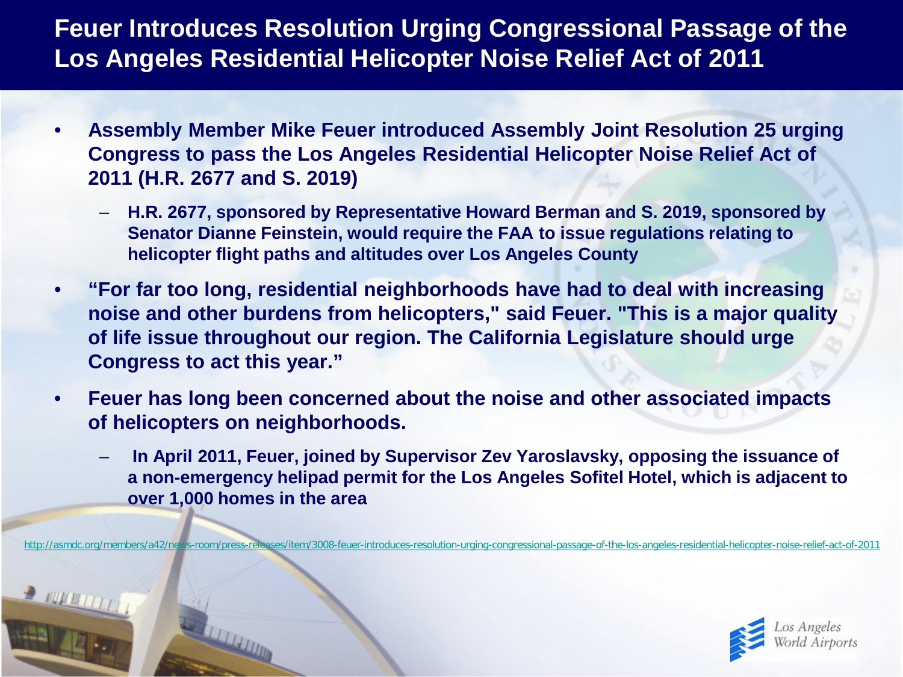# Feuer Introduces Resolution Urging Congressional Passage of the Los Angeles Residential Helicopter Noise Relief Act of 2011

- **Assembly Member Mike Feuer introduced Assembly Joint Resolution 25 urging Congress to pass the Los Angeles Residential Helicopter Noise Relief Act of 2011 (H.R. 2677 and S. 2019)**
  - **H.R. 2677, sponsored by Representative Howard Berman and S. 2019, sponsored by Senator Dianne Feinstein, would require the FAA to issue regulations relating to helicopter flight paths and altitudes over Los Angeles County**
- **"For far too long, residential neighborhoods have had to deal with increasing noise and other burdens from helicopters," said Feuer. "This is a major quality of life issue throughout our region. The California Legislature should urge Congress to act this year."**
- **Feuer has long been concerned about the noise and other associated impacts of helicopters on neighborhoods.**
  - **In April 2011, Feuer, joined by Supervisor Zev Yaroslavsky, opposing the issuance of a non-emergency helipad permit for the Los Angeles Sofitel Hotel, which is adjacent to over 1,000 homes in the area**

http://asmdc.org/members/a42/news-room/press-releases/item/3008-feuer-introduces-resolution-urging-congressional-passage-of-the-los-angeles-residential-helicopter-noise-relief-act-of-2011

Los Angeles World Airports